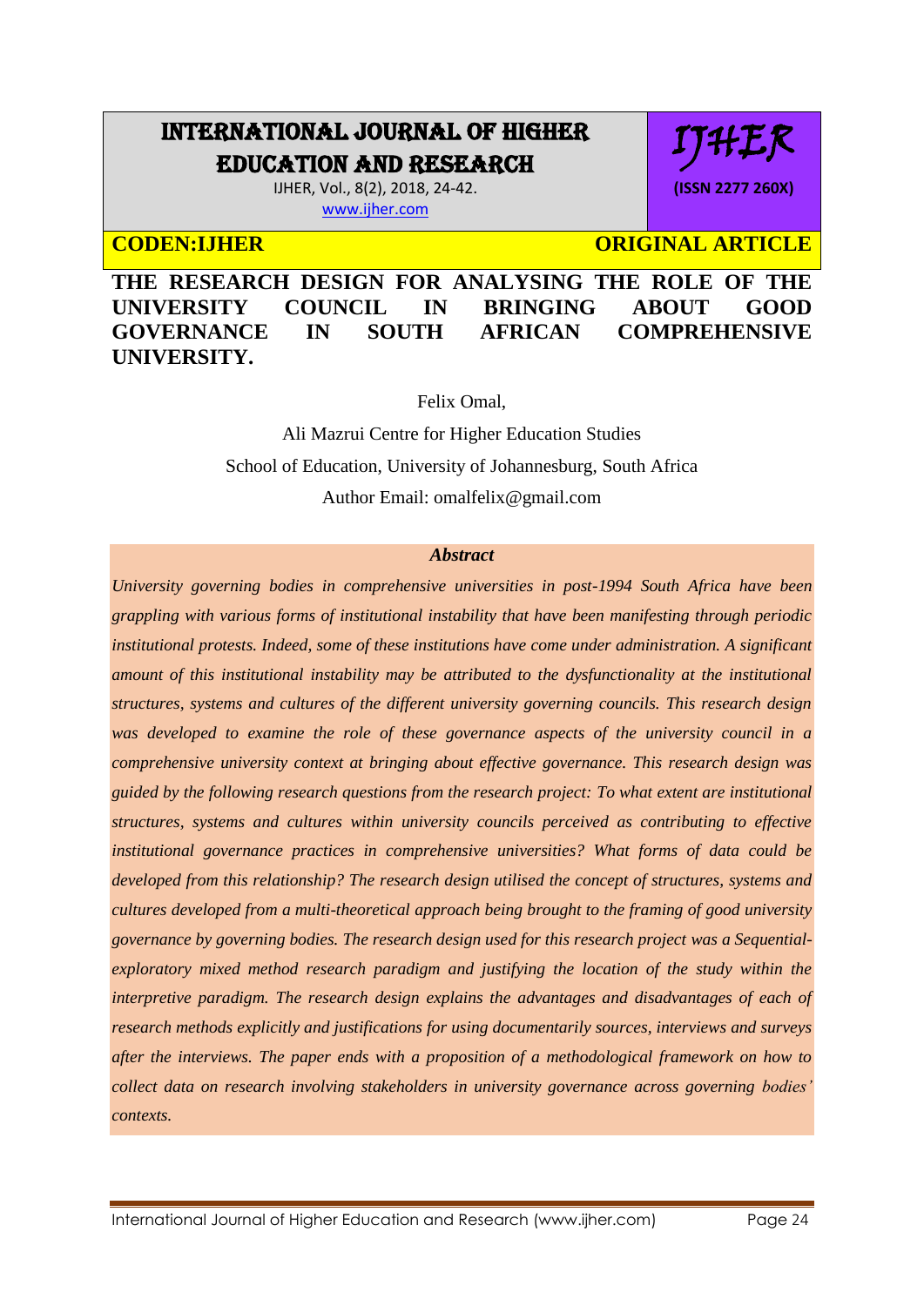# INTERNATIONAL JOURNAL OF HIGHER EDUCATION AND RESEARCH

IJHER

(ISSN 2277 260X)

CODEN:IJHER

ORIGINAL ARTICLE

## THE RESEARCH DESIGN FOR ANALYSING THE ROLE OF THE UNIVERSITY COUNCIL IN BRINGING ABOUT GOOD GOVERNANCE IN SOUTH AFRICAN COMPREHENSIVE UNIVERSITY.

Felix Omal,

Ali Mazrui Centre for Higher Education Studies

School of Education, University of Johannesburg, South Africa

Author Email: omalfelix@gmail.com

### *Abstract*

*University governing bodies in comprehensive universities in post-1994 South Africa have been grappling with various forms of institutional instability that have been manifesting through periodic institutional protests. Indeed, some of these institutions have come under administration. A significant amount of this institutional instability may be attributed to the dysfunctionality at the institutional structures, systems and cultures of the different university governing councils. This research design was developed to examine the role of these governance aspects of the university council in a comprehensive university context at bringing about effective governance. This research design was guided by the following research questions from the research project: To what extent are institutional structures, systems and cultures within university councils perceived as contributing to effective institutional governance practices in comprehensive universities? What forms of data could be developed from this relationship? The research design utilised the concept of structures, systems and cultures developed from a multi-theoretical approach being brought to the framing of good university governance by governing bodies. The research design used for this research project was a Sequential-exploratory mixed method research paradigm and justifying the location of the study within the interpretive paradigm. The research design explains the advantages and disadvantages of each of research methods explicitly and justifications for using documentarily sources, interviews and surveys after the interviews. The paper ends with a proposition of a methodological framework on how to collect data on research involving stakeholders in university governance across governing bodies' contexts.*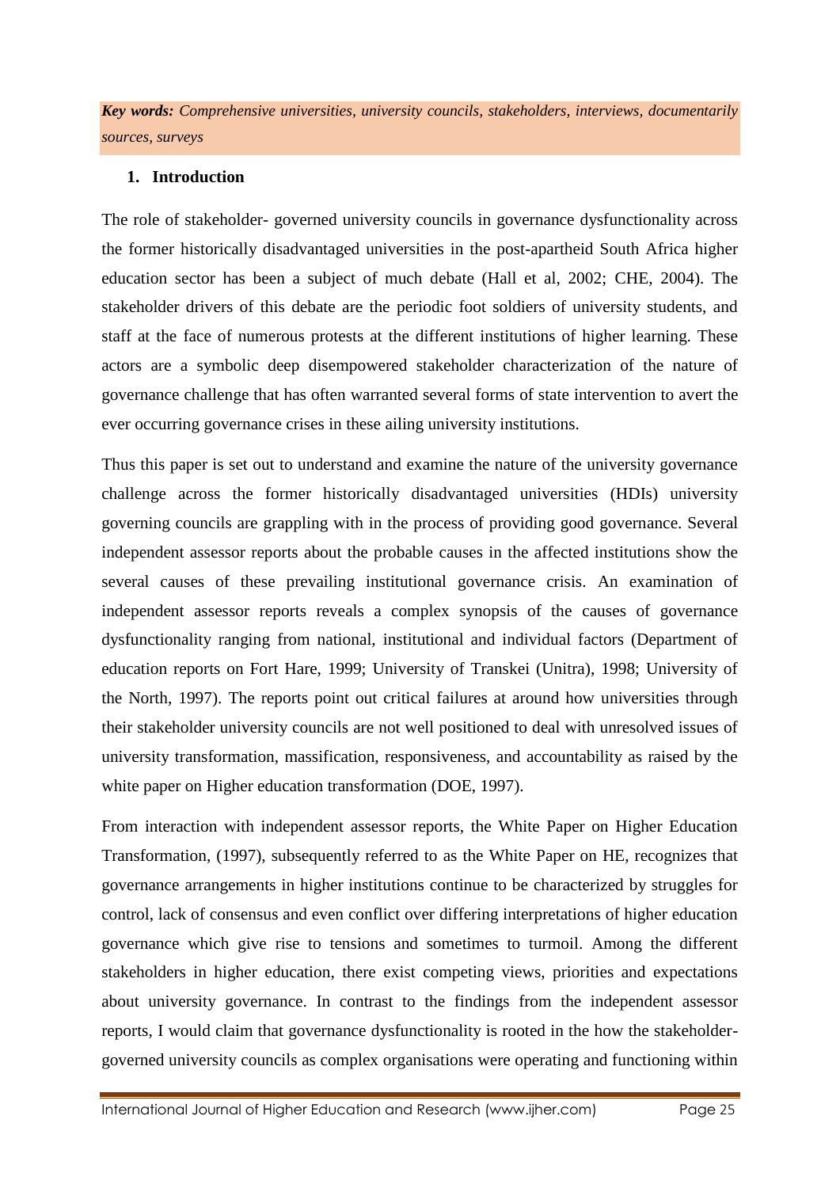***Key words:*** *Comprehensive universities, university councils, stakeholders, interviews, documentarily sources, surveys*

## 1. Introduction

The role of stakeholder- governed university councils in governance dysfunctionality across the former historically disadvantaged universities in the post-apartheid South Africa higher education sector has been a subject of much debate (Hall et al, 2002; CHE, 2004). The stakeholder drivers of this debate are the periodic foot soldiers of university students, and staff at the face of numerous protests at the different institutions of higher learning. These actors are a symbolic deep disempowered stakeholder characterization of the nature of governance challenge that has often warranted several forms of state intervention to avert the ever occurring governance crises in these ailing university institutions.

Thus this paper is set out to understand and examine the nature of the university governance challenge across the former historically disadvantaged universities (HDIs) university governing councils are grappling with in the process of providing good governance. Several independent assessor reports about the probable causes in the affected institutions show the several causes of these prevailing institutional governance crisis. An examination of independent assessor reports reveals a complex synopsis of the causes of governance dysfunctionality ranging from national, institutional and individual factors (Department of education reports on Fort Hare, 1999; University of Transkei (Unitra), 1998; University of the North, 1997). The reports point out critical failures at around how universities through their stakeholder university councils are not well positioned to deal with unresolved issues of university transformation, massification, responsiveness, and accountability as raised by the white paper on Higher education transformation (DOE, 1997).

From interaction with independent assessor reports, the White Paper on Higher Education Transformation, (1997), subsequently referred to as the White Paper on HE, recognizes that governance arrangements in higher institutions continue to be characterized by struggles for control, lack of consensus and even conflict over differing interpretations of higher education governance which give rise to tensions and sometimes to turmoil. Among the different stakeholders in higher education, there exist competing views, priorities and expectations about university governance. In contrast to the findings from the independent assessor reports, I would claim that governance dysfunctionality is rooted in the how the stakeholder-governed university councils as complex organisations were operating and functioning within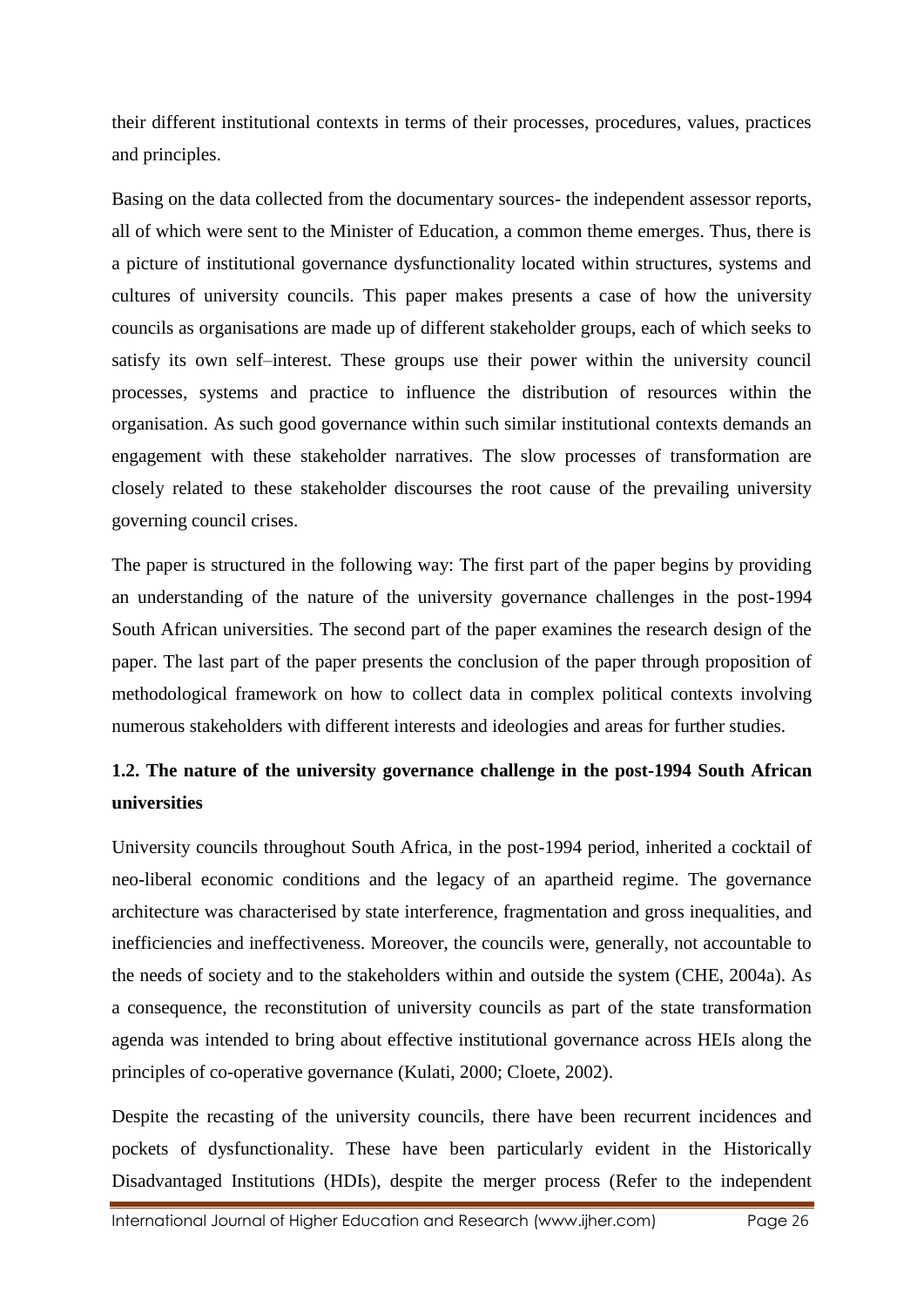their different institutional contexts in terms of their processes, procedures, values, practices and principles.

Basing on the data collected from the documentary sources- the independent assessor reports, all of which were sent to the Minister of Education, a common theme emerges. Thus, there is a picture of institutional governance dysfunctionality located within structures, systems and cultures of university councils. This paper makes presents a case of how the university councils as organisations are made up of different stakeholder groups, each of which seeks to satisfy its own self–interest. These groups use their power within the university council processes, systems and practice to influence the distribution of resources within the organisation. As such good governance within such similar institutional contexts demands an engagement with these stakeholder narratives. The slow processes of transformation are closely related to these stakeholder discourses the root cause of the prevailing university governing council crises.

The paper is structured in the following way: The first part of the paper begins by providing an understanding of the nature of the university governance challenges in the post-1994 South African universities. The second part of the paper examines the research design of the paper. The last part of the paper presents the conclusion of the paper through proposition of methodological framework on how to collect data in complex political contexts involving numerous stakeholders with different interests and ideologies and areas for further studies.

## 1.2. The nature of the university governance challenge in the post-1994 South African universities

University councils throughout South Africa, in the post-1994 period, inherited a cocktail of neo-liberal economic conditions and the legacy of an apartheid regime. The governance architecture was characterised by state interference, fragmentation and gross inequalities, and inefficiencies and ineffectiveness. Moreover, the councils were, generally, not accountable to the needs of society and to the stakeholders within and outside the system (CHE, 2004a). As a consequence, the reconstitution of university councils as part of the state transformation agenda was intended to bring about effective institutional governance across HEIs along the principles of co-operative governance (Kulati, 2000; Cloete, 2002).

Despite the recasting of the university councils, there have been recurrent incidences and pockets of dysfunctionality. These have been particularly evident in the Historically Disadvantaged Institutions (HDIs), despite the merger process (Refer to the independent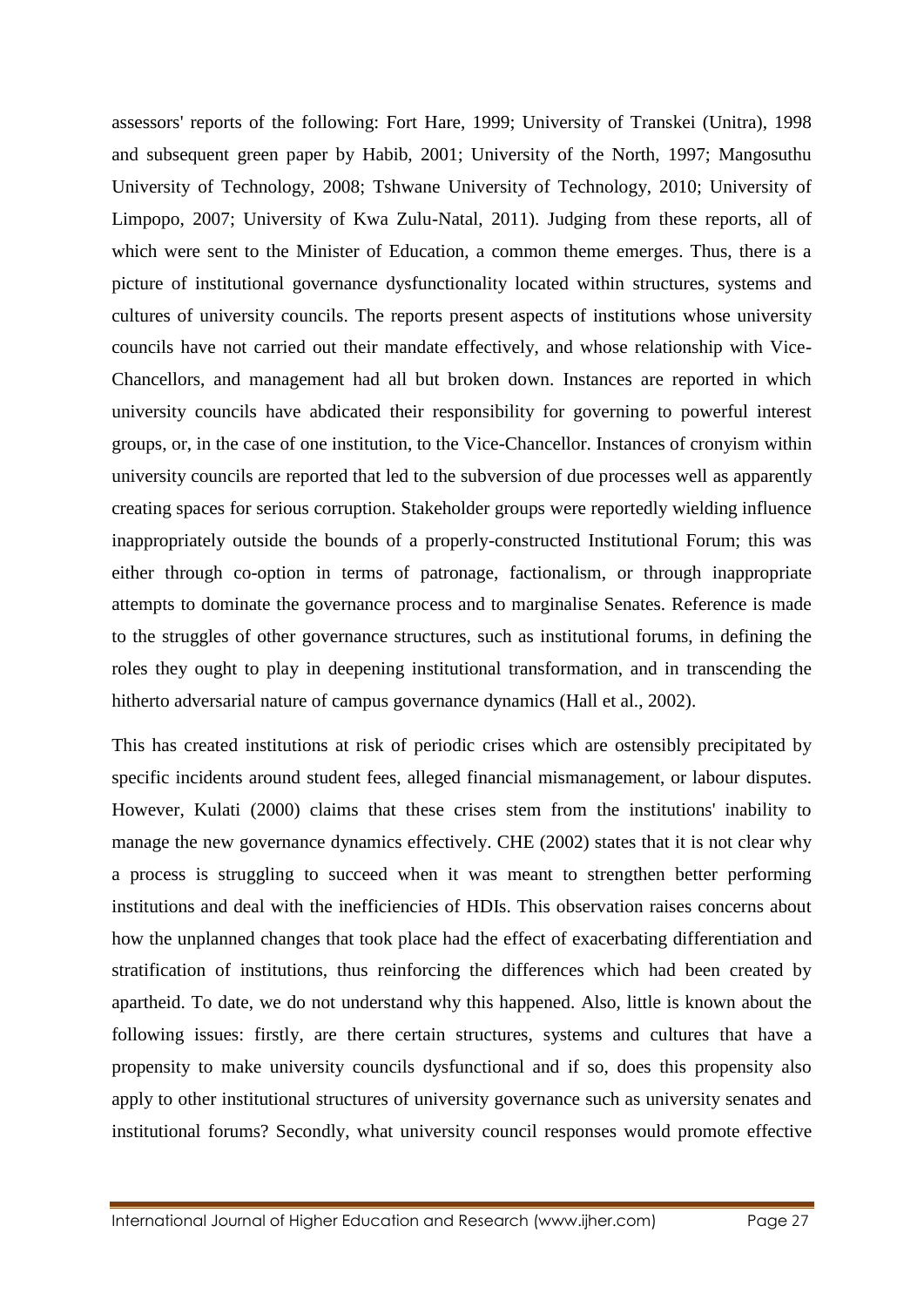assessors' reports of the following: Fort Hare, 1999; University of Transkei (Unitra), 1998 and subsequent green paper by Habib, 2001; University of the North, 1997; Mangosuthu University of Technology, 2008; Tshwane University of Technology, 2010; University of Limpopo, 2007; University of Kwa Zulu-Natal, 2011). Judging from these reports, all of which were sent to the Minister of Education, a common theme emerges. Thus, there is a picture of institutional governance dysfunctionality located within structures, systems and cultures of university councils. The reports present aspects of institutions whose university councils have not carried out their mandate effectively, and whose relationship with Vice-Chancellors, and management had all but broken down. Instances are reported in which university councils have abdicated their responsibility for governing to powerful interest groups, or, in the case of one institution, to the Vice-Chancellor. Instances of cronyism within university councils are reported that led to the subversion of due processes well as apparently creating spaces for serious corruption. Stakeholder groups were reportedly wielding influence inappropriately outside the bounds of a properly-constructed Institutional Forum; this was either through co-option in terms of patronage, factionalism, or through inappropriate attempts to dominate the governance process and to marginalise Senates. Reference is made to the struggles of other governance structures, such as institutional forums, in defining the roles they ought to play in deepening institutional transformation, and in transcending the hitherto adversarial nature of campus governance dynamics (Hall et al., 2002).

This has created institutions at risk of periodic crises which are ostensibly precipitated by specific incidents around student fees, alleged financial mismanagement, or labour disputes. However, Kulati (2000) claims that these crises stem from the institutions' inability to manage the new governance dynamics effectively. CHE (2002) states that it is not clear why a process is struggling to succeed when it was meant to strengthen better performing institutions and deal with the inefficiencies of HDIs. This observation raises concerns about how the unplanned changes that took place had the effect of exacerbating differentiation and stratification of institutions, thus reinforcing the differences which had been created by apartheid. To date, we do not understand why this happened. Also, little is known about the following issues: firstly, are there certain structures, systems and cultures that have a propensity to make university councils dysfunctional and if so, does this propensity also apply to other institutional structures of university governance such as university senates and institutional forums? Secondly, what university council responses would promote effective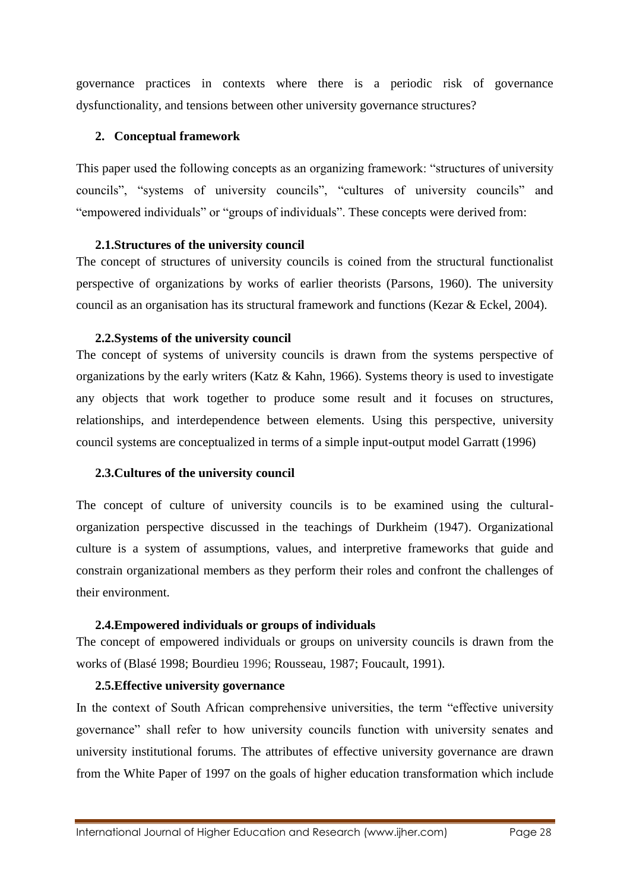governance practices in contexts where there is a periodic risk of governance dysfunctionality, and tensions between other university governance structures?

## 2. Conceptual framework

This paper used the following concepts as an organizing framework: "structures of university councils", "systems of university councils", "cultures of university councils" and "empowered individuals" or "groups of individuals". These concepts were derived from:

### 2.1. Structures of the university council

The concept of structures of university councils is coined from the structural functionalist perspective of organizations by works of earlier theorists (Parsons, 1960). The university council as an organisation has its structural framework and functions (Kezar & Eckel, 2004).

### 2.2. Systems of the university council

The concept of systems of university councils is drawn from the systems perspective of organizations by the early writers (Katz & Kahn, 1966). Systems theory is used to investigate any objects that work together to produce some result and it focuses on structures, relationships, and interdependence between elements. Using this perspective, university council systems are conceptualized in terms of a simple input-output model Garratt (1996)

### 2.3. Cultures of the university council

The concept of culture of university councils is to be examined using the cultural-organization perspective discussed in the teachings of Durkheim (1947). Organizational culture is a system of assumptions, values, and interpretive frameworks that guide and constrain organizational members as they perform their roles and confront the challenges of their environment.

### 2.4. Empowered individuals or groups of individuals

The concept of empowered individuals or groups on university councils is drawn from the works of (Blasé 1998; Bourdieu 1996; Rousseau, 1987; Foucault, 1991).

### 2.5. Effective university governance

In the context of South African comprehensive universities, the term "effective university governance" shall refer to how university councils function with university senates and university institutional forums. The attributes of effective university governance are drawn from the White Paper of 1997 on the goals of higher education transformation which include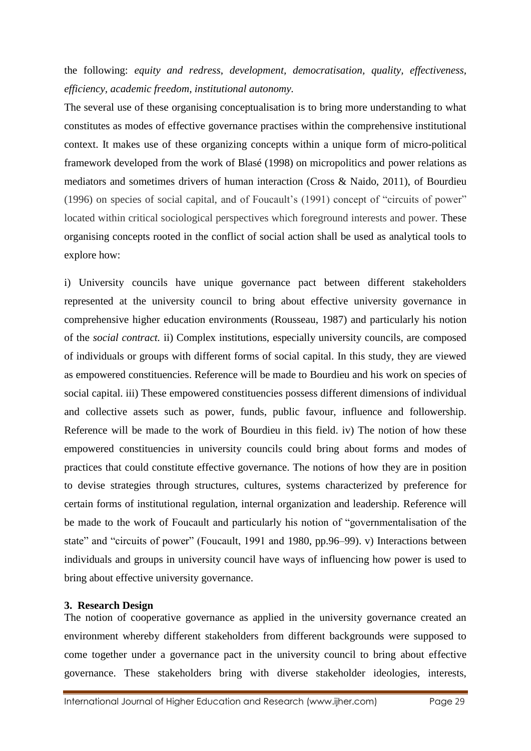the following: *equity and redress, development, democratisation, quality, effectiveness, efficiency, academic freedom, institutional autonomy.*

The several use of these organising conceptualisation is to bring more understanding to what constitutes as modes of effective governance practises within the comprehensive institutional context. It makes use of these organizing concepts within a unique form of micro-political framework developed from the work of Blasé (1998) on micropolitics and power relations as mediators and sometimes drivers of human interaction (Cross & Naido, 2011), of Bourdieu (1996) on species of social capital, and of Foucault's (1991) concept of "circuits of power" located within critical sociological perspectives which foreground interests and power. These organising concepts rooted in the conflict of social action shall be used as analytical tools to explore how:

i) University councils have unique governance pact between different stakeholders represented at the university council to bring about effective university governance in comprehensive higher education environments (Rousseau, 1987) and particularly his notion of the *social contract.* ii) Complex institutions, especially university councils, are composed of individuals or groups with different forms of social capital. In this study, they are viewed as empowered constituencies. Reference will be made to Bourdieu and his work on species of social capital. iii) These empowered constituencies possess different dimensions of individual and collective assets such as power, funds, public favour, influence and followership. Reference will be made to the work of Bourdieu in this field. iv) The notion of how these empowered constituencies in university councils could bring about forms and modes of practices that could constitute effective governance. The notions of how they are in position to devise strategies through structures, cultures, systems characterized by preference for certain forms of institutional regulation, internal organization and leadership. Reference will be made to the work of Foucault and particularly his notion of "governmentalisation of the state" and "circuits of power" (Foucault, 1991 and 1980, pp.96–99). v) Interactions between individuals and groups in university council have ways of influencing how power is used to bring about effective university governance.

### 3. Research Design

The notion of cooperative governance as applied in the university governance created an environment whereby different stakeholders from different backgrounds were supposed to come together under a governance pact in the university council to bring about effective governance. These stakeholders bring with diverse stakeholder ideologies, interests,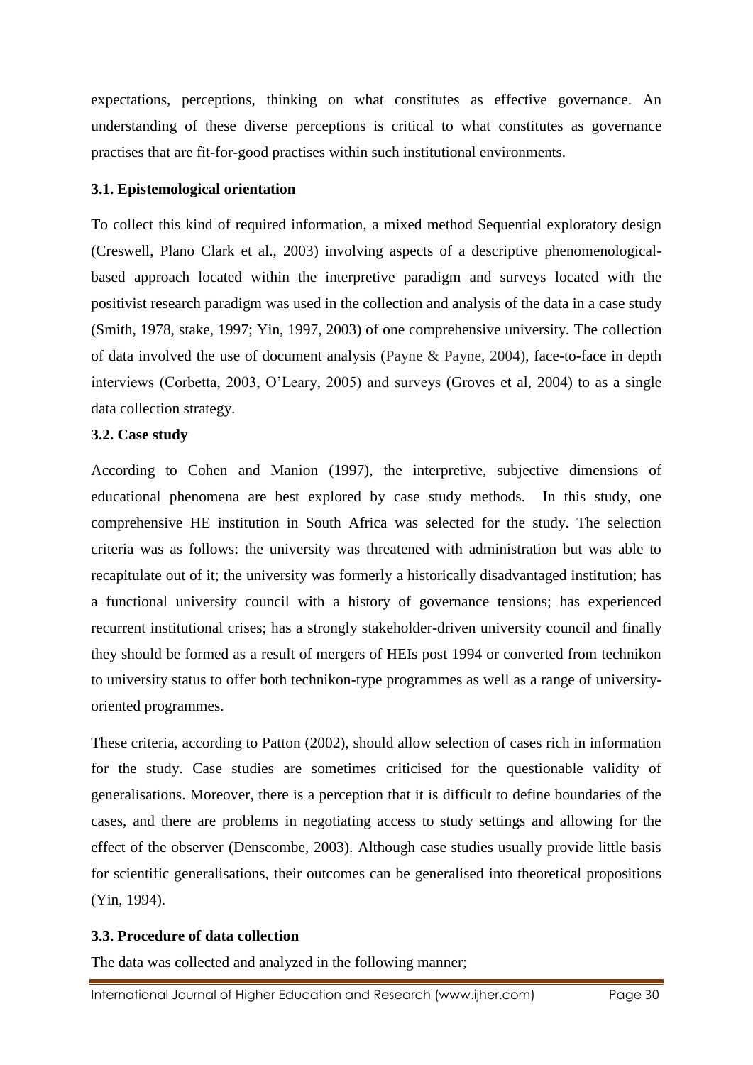expectations, perceptions, thinking on what constitutes as effective governance. An understanding of these diverse perceptions is critical to what constitutes as governance practises that are fit-for-good practises within such institutional environments.

### 3.1. Epistemological orientation

To collect this kind of required information, a mixed method Sequential exploratory design (Creswell, Plano Clark et al., 2003) involving aspects of a descriptive phenomenological-based approach located within the interpretive paradigm and surveys located with the positivist research paradigm was used in the collection and analysis of the data in a case study (Smith, 1978, stake, 1997; Yin, 1997, 2003) of one comprehensive university. The collection of data involved the use of document analysis (Payne & Payne, 2004), face-to-face in depth interviews (Corbetta, 2003, O'Leary, 2005) and surveys (Groves et al, 2004) to as a single data collection strategy.

### 3.2. Case study

According to Cohen and Manion (1997), the interpretive, subjective dimensions of educational phenomena are best explored by case study methods. In this study, one comprehensive HE institution in South Africa was selected for the study. The selection criteria was as follows: the university was threatened with administration but was able to recapitulate out of it; the university was formerly a historically disadvantaged institution; has a functional university council with a history of governance tensions; has experienced recurrent institutional crises; has a strongly stakeholder-driven university council and finally they should be formed as a result of mergers of HEIs post 1994 or converted from technikon to university status to offer both technikon-type programmes as well as a range of university-oriented programmes.

These criteria, according to Patton (2002), should allow selection of cases rich in information for the study. Case studies are sometimes criticised for the questionable validity of generalisations. Moreover, there is a perception that it is difficult to define boundaries of the cases, and there are problems in negotiating access to study settings and allowing for the effect of the observer (Denscombe, 2003). Although case studies usually provide little basis for scientific generalisations, their outcomes can be generalised into theoretical propositions (Yin, 1994).

### 3.3. Procedure of data collection

The data was collected and analyzed in the following manner;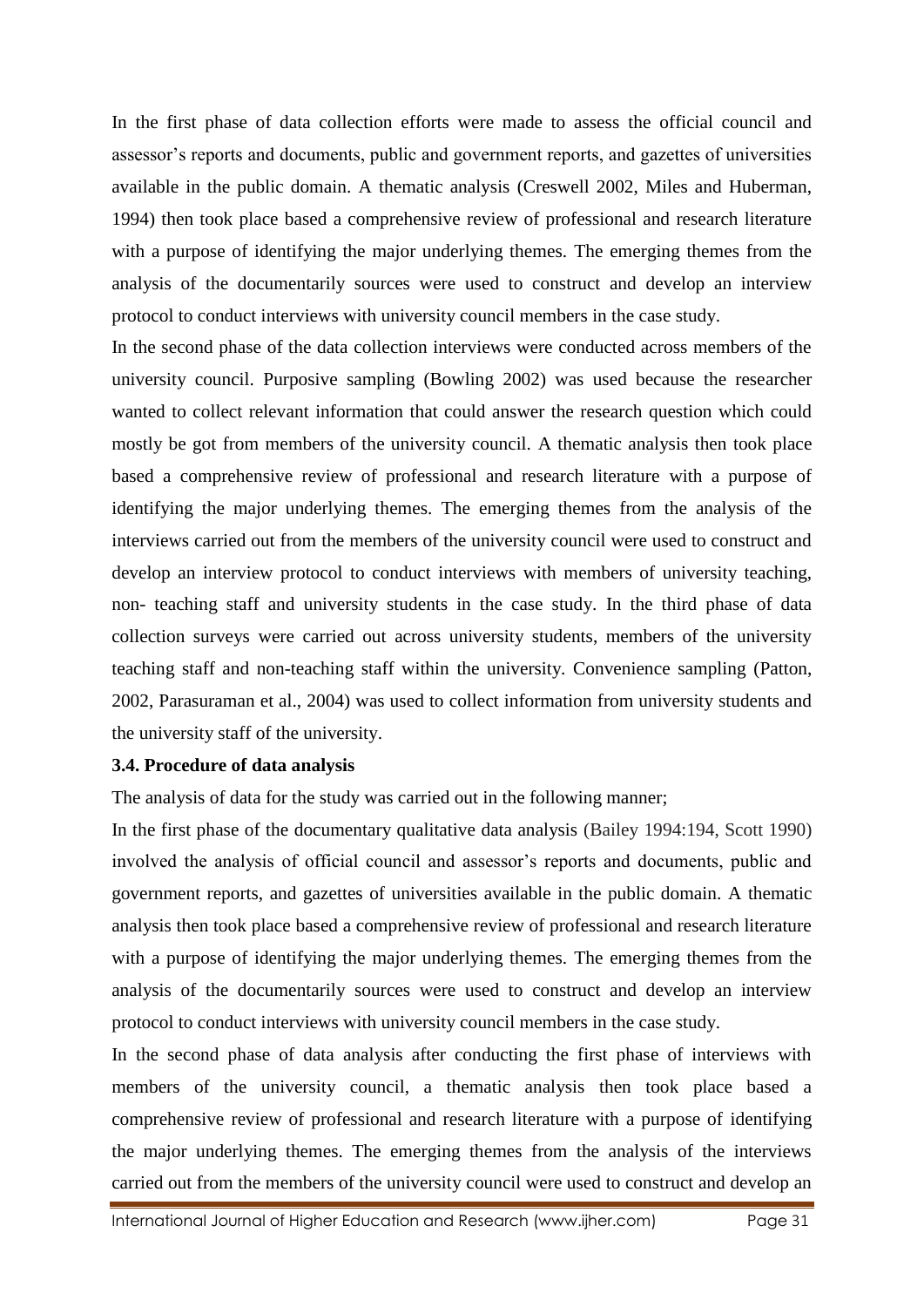In the first phase of data collection efforts were made to assess the official council and assessor's reports and documents, public and government reports, and gazettes of universities available in the public domain. A thematic analysis (Creswell 2002, Miles and Huberman, 1994) then took place based a comprehensive review of professional and research literature with a purpose of identifying the major underlying themes. The emerging themes from the analysis of the documentarily sources were used to construct and develop an interview protocol to conduct interviews with university council members in the case study.

In the second phase of the data collection interviews were conducted across members of the university council. Purposive sampling (Bowling 2002) was used because the researcher wanted to collect relevant information that could answer the research question which could mostly be got from members of the university council. A thematic analysis then took place based a comprehensive review of professional and research literature with a purpose of identifying the major underlying themes. The emerging themes from the analysis of the interviews carried out from the members of the university council were used to construct and develop an interview protocol to conduct interviews with members of university teaching, non- teaching staff and university students in the case study. In the third phase of data collection surveys were carried out across university students, members of the university teaching staff and non-teaching staff within the university. Convenience sampling (Patton, 2002, Parasuraman et al., 2004) was used to collect information from university students and the university staff of the university.

### 3.4. Procedure of data analysis

The analysis of data for the study was carried out in the following manner;

In the first phase of the documentary qualitative data analysis (Bailey 1994:194, Scott 1990) involved the analysis of official council and assessor's reports and documents, public and government reports, and gazettes of universities available in the public domain. A thematic analysis then took place based a comprehensive review of professional and research literature with a purpose of identifying the major underlying themes. The emerging themes from the analysis of the documentarily sources were used to construct and develop an interview protocol to conduct interviews with university council members in the case study.

In the second phase of data analysis after conducting the first phase of interviews with members of the university council, a thematic analysis then took place based a comprehensive review of professional and research literature with a purpose of identifying the major underlying themes. The emerging themes from the analysis of the interviews carried out from the members of the university council were used to construct and develop an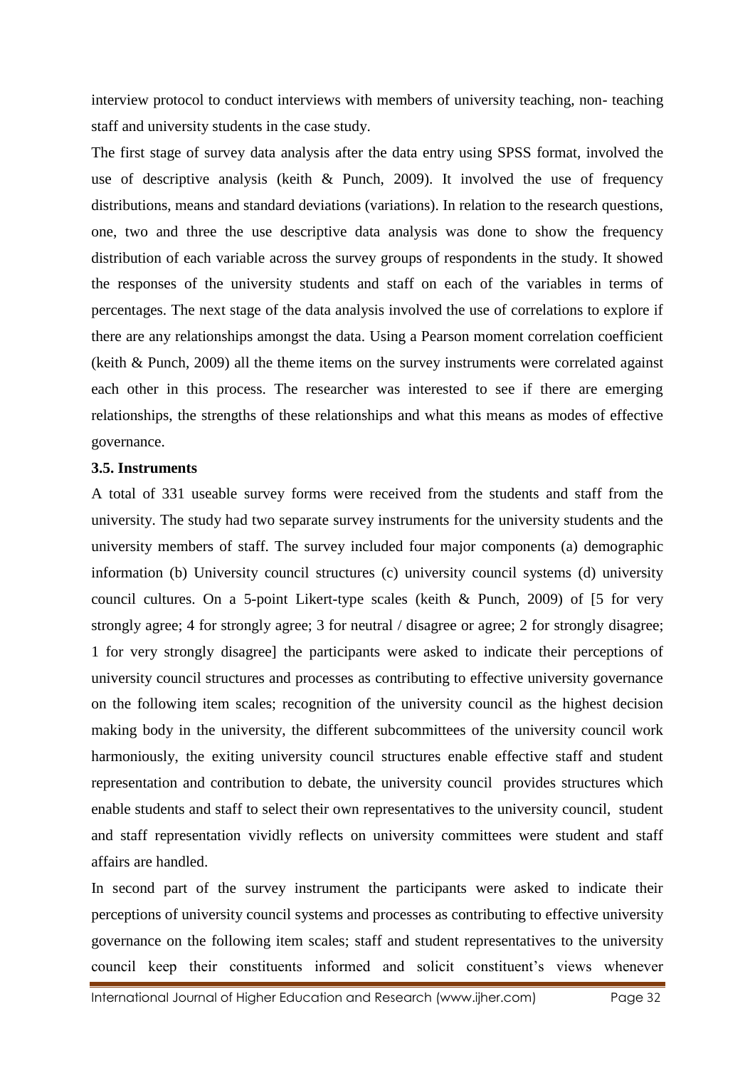interview protocol to conduct interviews with members of university teaching, non- teaching staff and university students in the case study.

The first stage of survey data analysis after the data entry using SPSS format, involved the use of descriptive analysis (keith & Punch, 2009). It involved the use of frequency distributions, means and standard deviations (variations). In relation to the research questions, one, two and three the use descriptive data analysis was done to show the frequency distribution of each variable across the survey groups of respondents in the study. It showed the responses of the university students and staff on each of the variables in terms of percentages. The next stage of the data analysis involved the use of correlations to explore if there are any relationships amongst the data. Using a Pearson moment correlation coefficient (keith & Punch, 2009) all the theme items on the survey instruments were correlated against each other in this process. The researcher was interested to see if there are emerging relationships, the strengths of these relationships and what this means as modes of effective governance.

### 3.5. Instruments

A total of 331 useable survey forms were received from the students and staff from the university. The study had two separate survey instruments for the university students and the university members of staff. The survey included four major components (a) demographic information (b) University council structures (c) university council systems (d) university council cultures. On a 5-point Likert-type scales (keith & Punch, 2009) of [5 for very strongly agree; 4 for strongly agree; 3 for neutral / disagree or agree; 2 for strongly disagree; 1 for very strongly disagree] the participants were asked to indicate their perceptions of university council structures and processes as contributing to effective university governance on the following item scales; recognition of the university council as the highest decision making body in the university, the different subcommittees of the university council work harmoniously, the exiting university council structures enable effective staff and student representation and contribution to debate, the university council provides structures which enable students and staff to select their own representatives to the university council, student and staff representation vividly reflects on university committees were student and staff affairs are handled.

In second part of the survey instrument the participants were asked to indicate their perceptions of university council systems and processes as contributing to effective university governance on the following item scales; staff and student representatives to the university council keep their constituents informed and solicit constituent's views whenever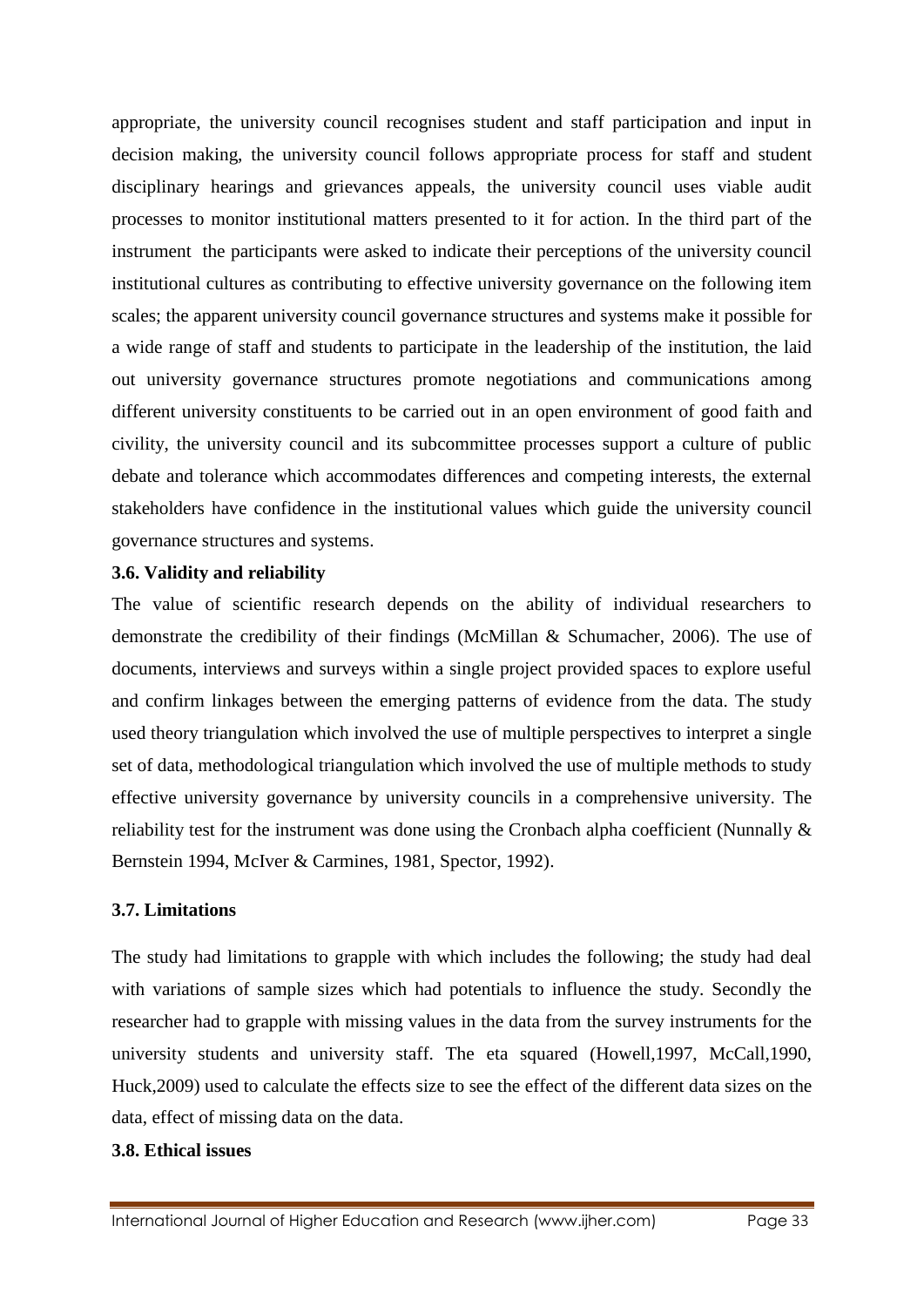appropriate, the university council recognises student and staff participation and input in decision making, the university council follows appropriate process for staff and student disciplinary hearings and grievances appeals, the university council uses viable audit processes to monitor institutional matters presented to it for action. In the third part of the instrument the participants were asked to indicate their perceptions of the university council institutional cultures as contributing to effective university governance on the following item scales; the apparent university council governance structures and systems make it possible for a wide range of staff and students to participate in the leadership of the institution, the laid out university governance structures promote negotiations and communications among different university constituents to be carried out in an open environment of good faith and civility, the university council and its subcommittee processes support a culture of public debate and tolerance which accommodates differences and competing interests, the external stakeholders have confidence in the institutional values which guide the university council governance structures and systems.

### 3.6. Validity and reliability

The value of scientific research depends on the ability of individual researchers to demonstrate the credibility of their findings (McMillan & Schumacher, 2006). The use of documents, interviews and surveys within a single project provided spaces to explore useful and confirm linkages between the emerging patterns of evidence from the data. The study used theory triangulation which involved the use of multiple perspectives to interpret a single set of data, methodological triangulation which involved the use of multiple methods to study effective university governance by university councils in a comprehensive university. The reliability test for the instrument was done using the Cronbach alpha coefficient (Nunnally & Bernstein 1994, McIver & Carmines, 1981, Spector, 1992).

### 3.7. Limitations

The study had limitations to grapple with which includes the following; the study had deal with variations of sample sizes which had potentials to influence the study. Secondly the researcher had to grapple with missing values in the data from the survey instruments for the university students and university staff. The eta squared (Howell,1997, McCall,1990, Huck,2009) used to calculate the effects size to see the effect of the different data sizes on the data, effect of missing data on the data.

### 3.8. Ethical issues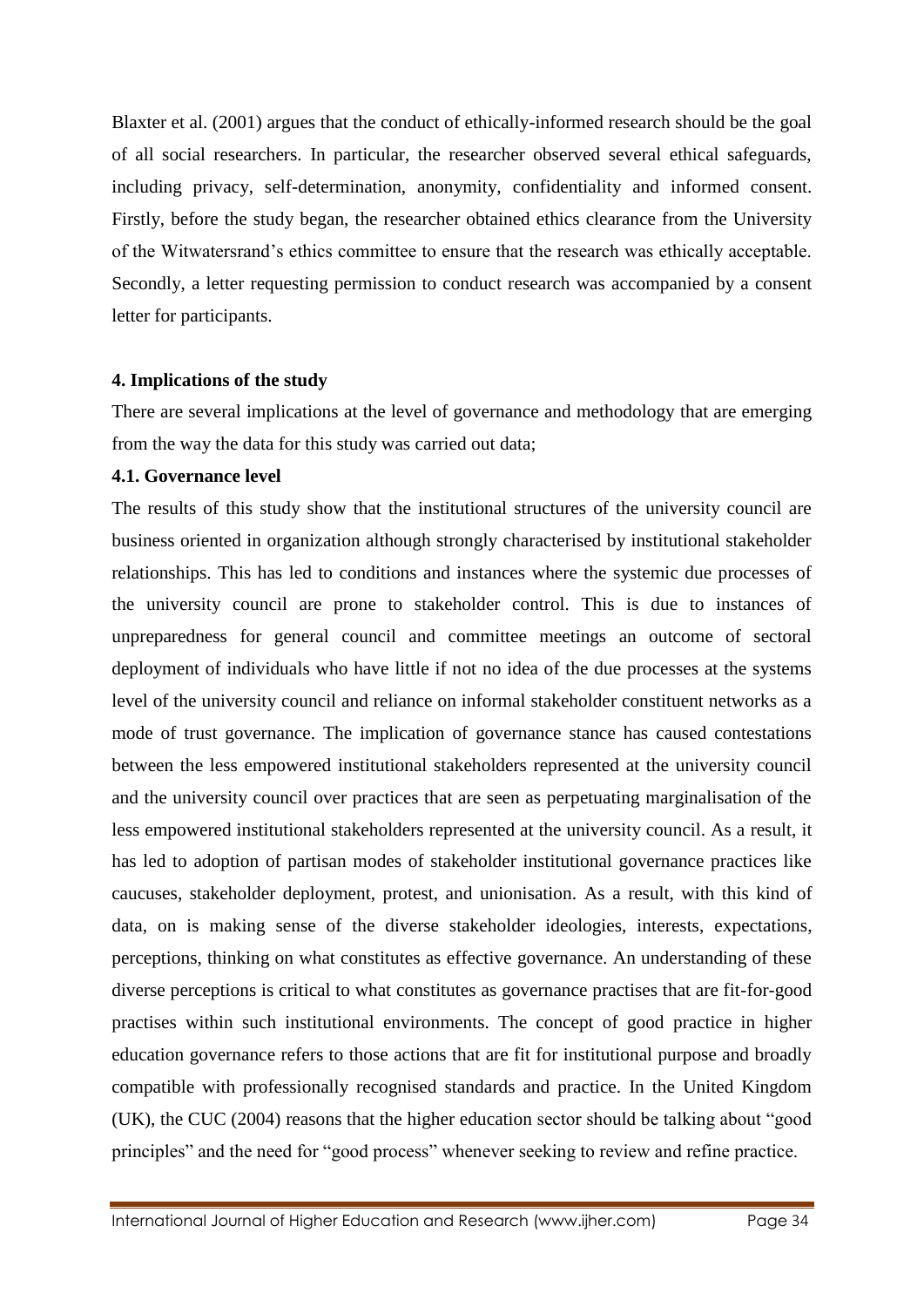Blaxter et al. (2001) argues that the conduct of ethically-informed research should be the goal of all social researchers. In particular, the researcher observed several ethical safeguards, including privacy, self-determination, anonymity, confidentiality and informed consent. Firstly, before the study began, the researcher obtained ethics clearance from the University of the Witwatersrand's ethics committee to ensure that the research was ethically acceptable. Secondly, a letter requesting permission to conduct research was accompanied by a consent letter for participants.

### 4. Implications of the study

There are several implications at the level of governance and methodology that are emerging from the way the data for this study was carried out data;

#### 4.1. Governance level

The results of this study show that the institutional structures of the university council are business oriented in organization although strongly characterised by institutional stakeholder relationships. This has led to conditions and instances where the systemic due processes of the university council are prone to stakeholder control. This is due to instances of unpreparedness for general council and committee meetings an outcome of sectoral deployment of individuals who have little if not no idea of the due processes at the systems level of the university council and reliance on informal stakeholder constituent networks as a mode of trust governance. The implication of governance stance has caused contestations between the less empowered institutional stakeholders represented at the university council and the university council over practices that are seen as perpetuating marginalisation of the less empowered institutional stakeholders represented at the university council. As a result, it has led to adoption of partisan modes of stakeholder institutional governance practices like caucuses, stakeholder deployment, protest, and unionisation. As a result, with this kind of data, on is making sense of the diverse stakeholder ideologies, interests, expectations, perceptions, thinking on what constitutes as effective governance. An understanding of these diverse perceptions is critical to what constitutes as governance practises that are fit-for-good practises within such institutional environments. The concept of good practice in higher education governance refers to those actions that are fit for institutional purpose and broadly compatible with professionally recognised standards and practice. In the United Kingdom (UK), the CUC (2004) reasons that the higher education sector should be talking about "good principles" and the need for "good process" whenever seeking to review and refine practice.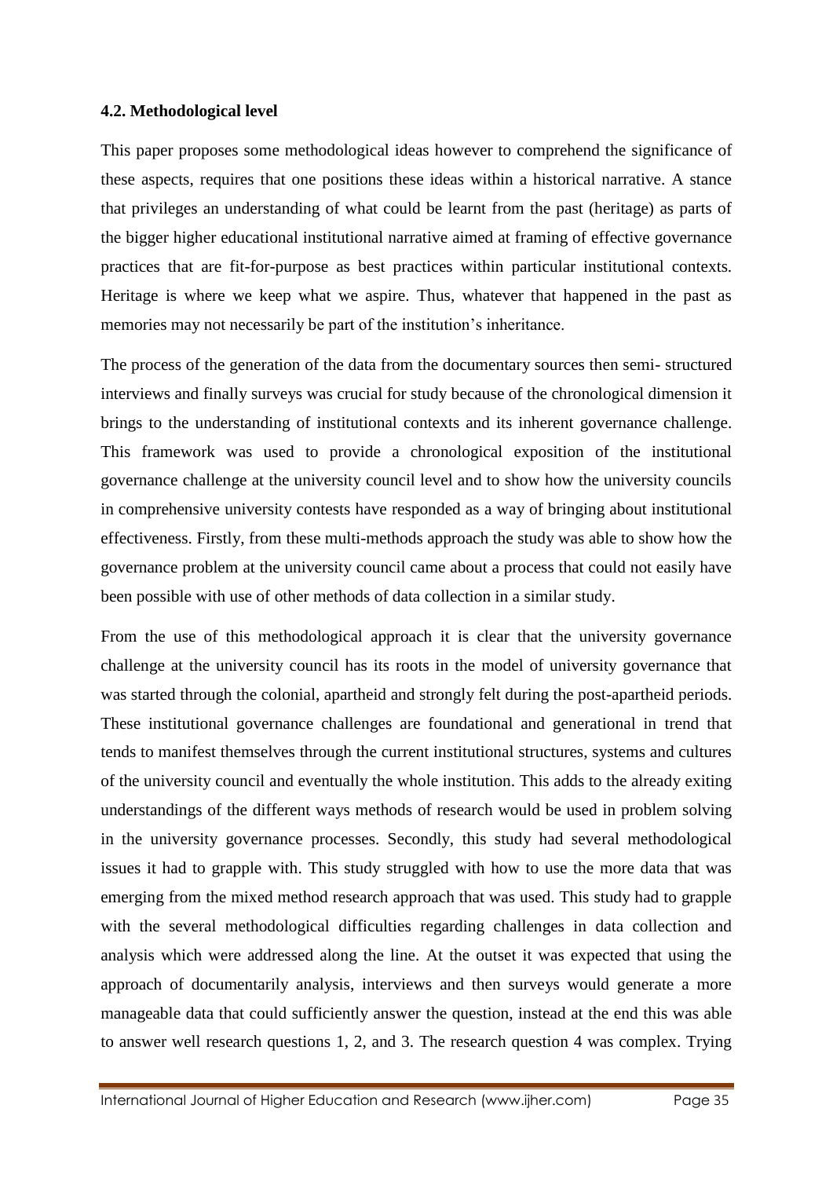### 4.2. Methodological level

This paper proposes some methodological ideas however to comprehend the significance of these aspects, requires that one positions these ideas within a historical narrative. A stance that privileges an understanding of what could be learnt from the past (heritage) as parts of the bigger higher educational institutional narrative aimed at framing of effective governance practices that are fit-for-purpose as best practices within particular institutional contexts. Heritage is where we keep what we aspire. Thus, whatever that happened in the past as memories may not necessarily be part of the institution's inheritance.

The process of the generation of the data from the documentary sources then semi- structured interviews and finally surveys was crucial for study because of the chronological dimension it brings to the understanding of institutional contexts and its inherent governance challenge. This framework was used to provide a chronological exposition of the institutional governance challenge at the university council level and to show how the university councils in comprehensive university contests have responded as a way of bringing about institutional effectiveness. Firstly, from these multi-methods approach the study was able to show how the governance problem at the university council came about a process that could not easily have been possible with use of other methods of data collection in a similar study.

From the use of this methodological approach it is clear that the university governance challenge at the university council has its roots in the model of university governance that was started through the colonial, apartheid and strongly felt during the post-apartheid periods. These institutional governance challenges are foundational and generational in trend that tends to manifest themselves through the current institutional structures, systems and cultures of the university council and eventually the whole institution. This adds to the already exiting understandings of the different ways methods of research would be used in problem solving in the university governance processes. Secondly, this study had several methodological issues it had to grapple with. This study struggled with how to use the more data that was emerging from the mixed method research approach that was used. This study had to grapple with the several methodological difficulties regarding challenges in data collection and analysis which were addressed along the line. At the outset it was expected that using the approach of documentarily analysis, interviews and then surveys would generate a more manageable data that could sufficiently answer the question, instead at the end this was able to answer well research questions 1, 2, and 3. The research question 4 was complex. Trying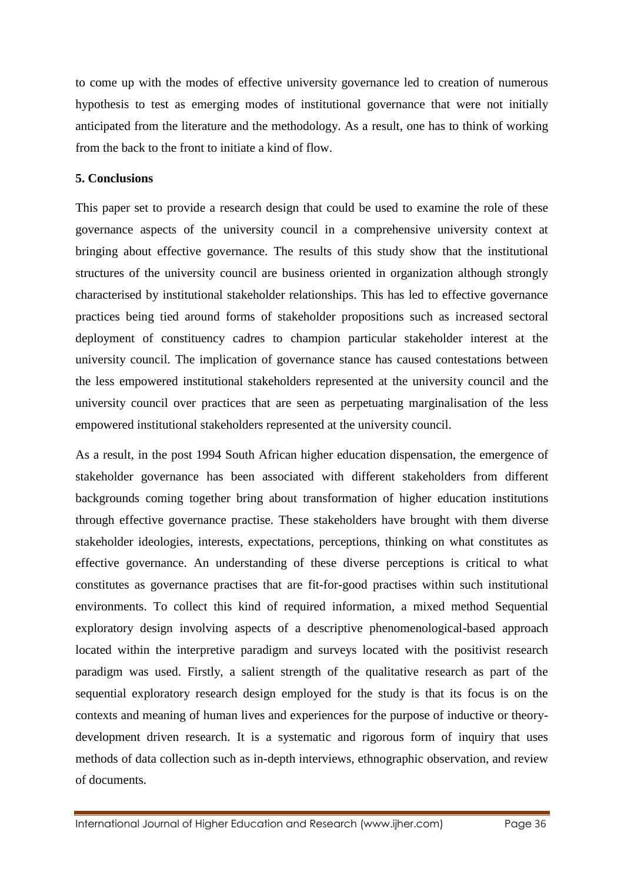to come up with the modes of effective university governance led to creation of numerous hypothesis to test as emerging modes of institutional governance that were not initially anticipated from the literature and the methodology. As a result, one has to think of working from the back to the front to initiate a kind of flow.

## 5. Conclusions

This paper set to provide a research design that could be used to examine the role of these governance aspects of the university council in a comprehensive university context at bringing about effective governance. The results of this study show that the institutional structures of the university council are business oriented in organization although strongly characterised by institutional stakeholder relationships. This has led to effective governance practices being tied around forms of stakeholder propositions such as increased sectoral deployment of constituency cadres to champion particular stakeholder interest at the university council. The implication of governance stance has caused contestations between the less empowered institutional stakeholders represented at the university council and the university council over practices that are seen as perpetuating marginalisation of the less empowered institutional stakeholders represented at the university council.

As a result, in the post 1994 South African higher education dispensation, the emergence of stakeholder governance has been associated with different stakeholders from different backgrounds coming together bring about transformation of higher education institutions through effective governance practise. These stakeholders have brought with them diverse stakeholder ideologies, interests, expectations, perceptions, thinking on what constitutes as effective governance. An understanding of these diverse perceptions is critical to what constitutes as governance practises that are fit-for-good practises within such institutional environments. To collect this kind of required information, a mixed method Sequential exploratory design involving aspects of a descriptive phenomenological-based approach located within the interpretive paradigm and surveys located with the positivist research paradigm was used. Firstly, a salient strength of the qualitative research as part of the sequential exploratory research design employed for the study is that its focus is on the contexts and meaning of human lives and experiences for the purpose of inductive or theory-development driven research. It is a systematic and rigorous form of inquiry that uses methods of data collection such as in-depth interviews, ethnographic observation, and review of documents.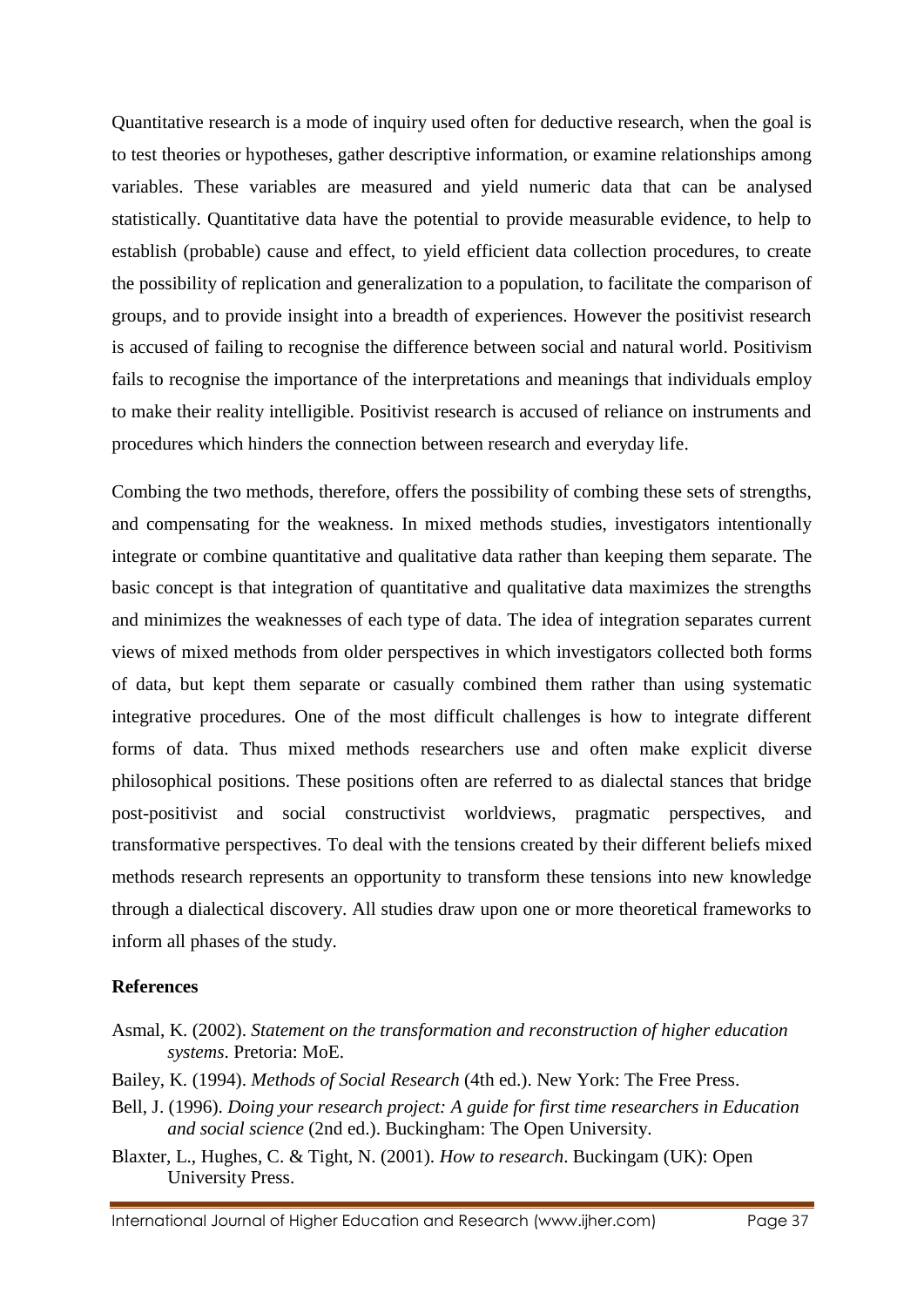Quantitative research is a mode of inquiry used often for deductive research, when the goal is to test theories or hypotheses, gather descriptive information, or examine relationships among variables. These variables are measured and yield numeric data that can be analysed statistically. Quantitative data have the potential to provide measurable evidence, to help to establish (probable) cause and effect, to yield efficient data collection procedures, to create the possibility of replication and generalization to a population, to facilitate the comparison of groups, and to provide insight into a breadth of experiences. However the positivist research is accused of failing to recognise the difference between social and natural world. Positivism fails to recognise the importance of the interpretations and meanings that individuals employ to make their reality intelligible. Positivist research is accused of reliance on instruments and procedures which hinders the connection between research and everyday life.

Combing the two methods, therefore, offers the possibility of combing these sets of strengths, and compensating for the weakness. In mixed methods studies, investigators intentionally integrate or combine quantitative and qualitative data rather than keeping them separate. The basic concept is that integration of quantitative and qualitative data maximizes the strengths and minimizes the weaknesses of each type of data. The idea of integration separates current views of mixed methods from older perspectives in which investigators collected both forms of data, but kept them separate or casually combined them rather than using systematic integrative procedures. One of the most difficult challenges is how to integrate different forms of data. Thus mixed methods researchers use and often make explicit diverse philosophical positions. These positions often are referred to as dialectal stances that bridge post-positivist and social constructivist worldviews, pragmatic perspectives, and transformative perspectives. To deal with the tensions created by their different beliefs mixed methods research represents an opportunity to transform these tensions into new knowledge through a dialectical discovery. All studies draw upon one or more theoretical frameworks to inform all phases of the study.

## References

Asmal, K. (2002). *Statement on the transformation and reconstruction of higher education systems*. Pretoria: MoE.

Bailey, K. (1994). *Methods of Social Research* (4th ed.). New York: The Free Press.

Bell, J. (1996). *Doing your research project: A guide for first time researchers in Education and social science* (2nd ed.). Buckingham: The Open University.

Blaxter, L., Hughes, C. & Tight, N. (2001). *How to research*. Buckingam (UK): Open University Press.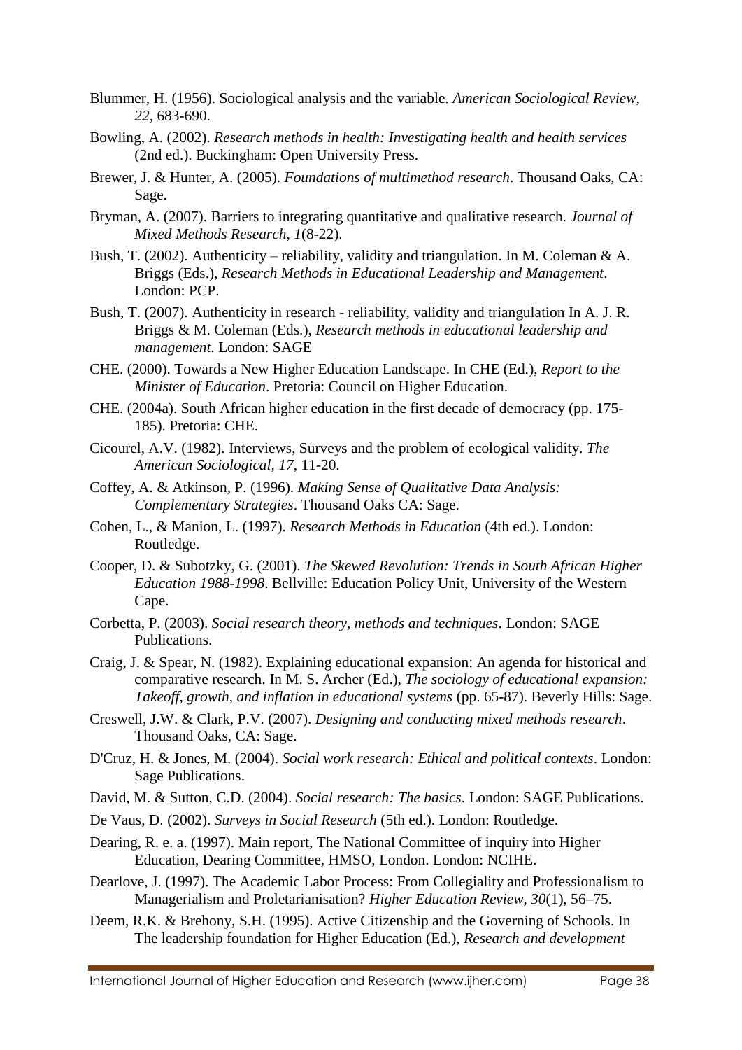Blummer, H. (1956). Sociological analysis and the variable. *American Sociological Review, 22*, 683-690.

Bowling, A. (2002). *Research methods in health: Investigating health and health services* (2nd ed.). Buckingham: Open University Press.

Brewer, J. & Hunter, A. (2005). *Foundations of multimethod research*. Thousand Oaks, CA: Sage.

Bryman, A. (2007). Barriers to integrating quantitative and qualitative research. *Journal of Mixed Methods Research, 1*(8-22).

Bush, T. (2002). Authenticity – reliability, validity and triangulation. In M. Coleman & A. Briggs (Eds.), *Research Methods in Educational Leadership and Management*. London: PCP.

Bush, T. (2007). Authenticity in research - reliability, validity and triangulation In A. J. R. Briggs & M. Coleman (Eds.), *Research methods in educational leadership and management*. London: SAGE

CHE. (2000). Towards a New Higher Education Landscape. In CHE (Ed.), *Report to the Minister of Education*. Pretoria: Council on Higher Education.

CHE. (2004a). South African higher education in the first decade of democracy (pp. 175-185). Pretoria: CHE.

Cicourel, A.V. (1982). Interviews, Surveys and the problem of ecological validity. *The American Sociological, 17*, 11-20.

Coffey, A. & Atkinson, P. (1996). *Making Sense of Qualitative Data Analysis: Complementary Strategies*. Thousand Oaks CA: Sage.

Cohen, L., & Manion, L. (1997). *Research Methods in Education* (4th ed.). London: Routledge.

Cooper, D. & Subotzky, G. (2001). *The Skewed Revolution: Trends in South African Higher Education 1988-1998*. Bellville: Education Policy Unit, University of the Western Cape.

Corbetta, P. (2003). *Social research theory, methods and techniques*. London: SAGE Publications.

Craig, J. & Spear, N. (1982). Explaining educational expansion: An agenda for historical and comparative research. In M. S. Archer (Ed.), *The sociology of educational expansion: Takeoff, growth, and inflation in educational systems* (pp. 65-87). Beverly Hills: Sage.

Creswell, J.W. & Clark, P.V. (2007). *Designing and conducting mixed methods research*. Thousand Oaks, CA: Sage.

D'Cruz, H. & Jones, M. (2004). *Social work research: Ethical and political contexts*. London: Sage Publications.

David, M. & Sutton, C.D. (2004). *Social research: The basics*. London: SAGE Publications.

De Vaus, D. (2002). *Surveys in Social Research* (5th ed.). London: Routledge.

Dearing, R. e. a. (1997). Main report, The National Committee of inquiry into Higher Education, Dearing Committee, HMSO, London. London: NCIHE.

Dearlove, J. (1997). The Academic Labor Process: From Collegiality and Professionalism to Managerialism and Proletarianisation? *Higher Education Review, 30*(1), 56–75.

Deem, R.K. & Brehony, S.H. (1995). Active Citizenship and the Governing of Schools. In The leadership foundation for Higher Education (Ed.), *Research and development*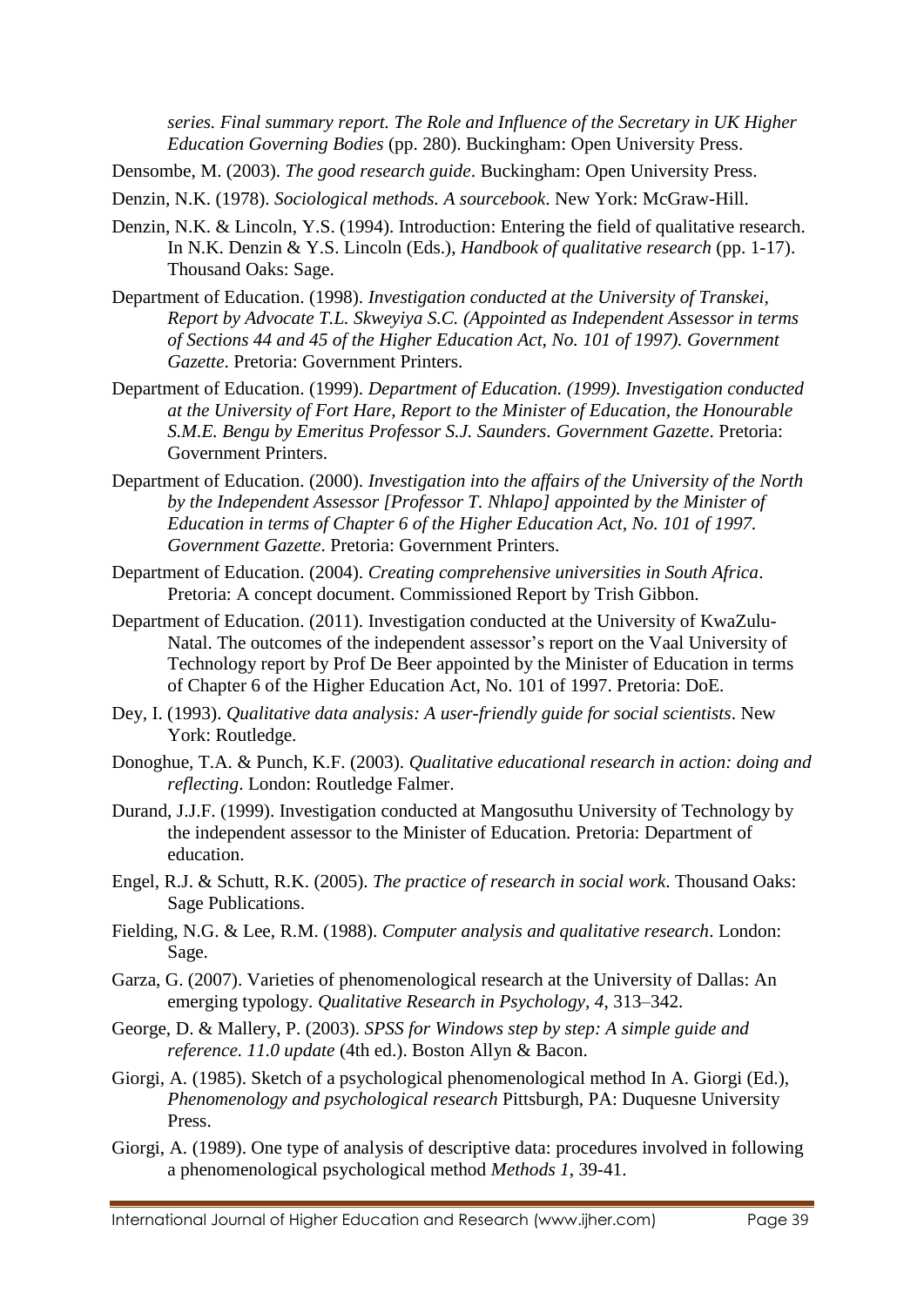*series. Final summary report. The Role and Influence of the Secretary in UK Higher Education Governing Bodies* (pp. 280). Buckingham: Open University Press.

Densombe, M. (2003). *The good research guide*. Buckingham: Open University Press.

Denzin, N.K. (1978). *Sociological methods. A sourcebook*. New York: McGraw-Hill.

Denzin, N.K. & Lincoln, Y.S. (1994). Introduction: Entering the field of qualitative research. In N.K. Denzin & Y.S. Lincoln (Eds.), *Handbook of qualitative research* (pp. 1-17). Thousand Oaks: Sage.

Department of Education. (1998). *Investigation conducted at the University of Transkei, Report by Advocate T.L. Skweyiya S.C. (Appointed as Independent Assessor in terms of Sections 44 and 45 of the Higher Education Act, No. 101 of 1997). Government Gazette*. Pretoria: Government Printers.

Department of Education. (1999). *Department of Education. (1999). Investigation conducted at the University of Fort Hare, Report to the Minister of Education, the Honourable S.M.E. Bengu by Emeritus Professor S.J. Saunders. Government Gazette*. Pretoria: Government Printers.

Department of Education. (2000). *Investigation into the affairs of the University of the North by the Independent Assessor [Professor T. Nhlapo] appointed by the Minister of Education in terms of Chapter 6 of the Higher Education Act, No. 101 of 1997. Government Gazette*. Pretoria: Government Printers.

Department of Education. (2004). *Creating comprehensive universities in South Africa*. Pretoria: A concept document. Commissioned Report by Trish Gibbon.

Department of Education. (2011). Investigation conducted at the University of KwaZulu-Natal. The outcomes of the independent assessor's report on the Vaal University of Technology report by Prof De Beer appointed by the Minister of Education in terms of Chapter 6 of the Higher Education Act, No. 101 of 1997. Pretoria: DoE.

Dey, I. (1993). *Qualitative data analysis: A user-friendly guide for social scientists*. New York: Routledge.

Donoghue, T.A. & Punch, K.F. (2003). *Qualitative educational research in action: doing and reflecting*. London: Routledge Falmer.

Durand, J.J.F. (1999). Investigation conducted at Mangosuthu University of Technology by the independent assessor to the Minister of Education. Pretoria: Department of education.

Engel, R.J. & Schutt, R.K. (2005). *The practice of research in social work*. Thousand Oaks: Sage Publications.

Fielding, N.G. & Lee, R.M. (1988). *Computer analysis and qualitative research*. London: Sage.

Garza, G. (2007). Varieties of phenomenological research at the University of Dallas: An emerging typology. *Qualitative Research in Psychology*, *4*, 313–342.

George, D. & Mallery, P. (2003). *SPSS for Windows step by step: A simple guide and reference. 11.0 update* (4th ed.). Boston Allyn & Bacon.

Giorgi, A. (1985). Sketch of a psychological phenomenological method In A. Giorgi (Ed.), *Phenomenology and psychological research* Pittsburgh, PA: Duquesne University Press.

Giorgi, A. (1989). One type of analysis of descriptive data: procedures involved in following a phenomenological psychological method *Methods 1*, 39-41.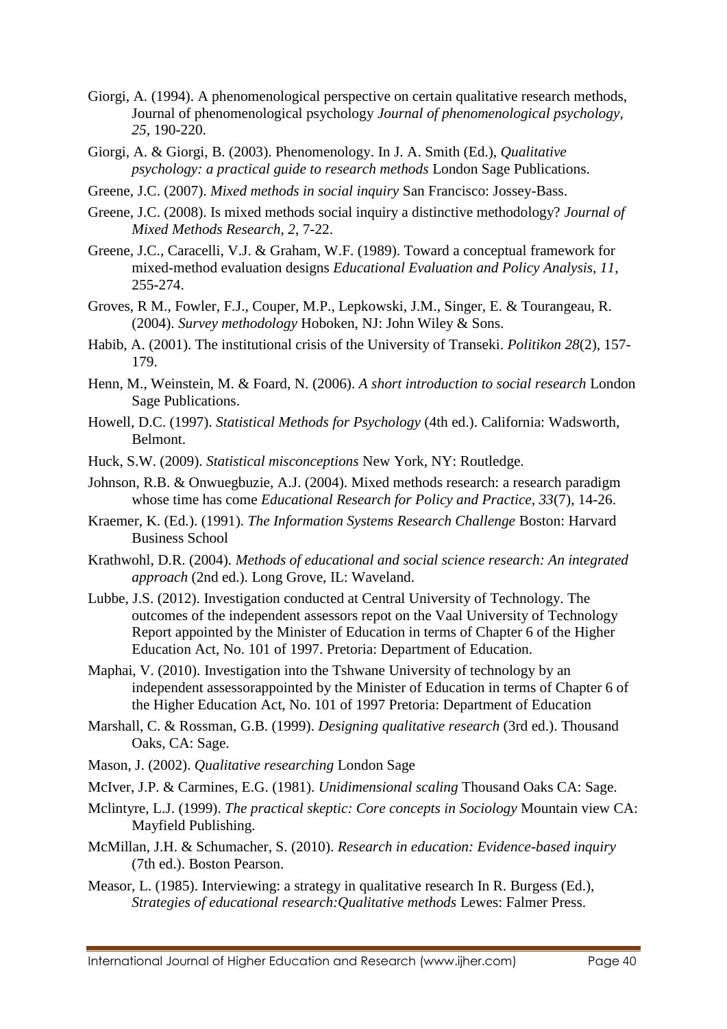Giorgi, A. (1994). A phenomenological perspective on certain qualitative research methods, Journal of phenomenological psychology *Journal of phenomenological psychology, 25*, 190-220.

Giorgi, A. & Giorgi, B. (2003). Phenomenology. In J. A. Smith (Ed.), *Qualitative psychology: a practical guide to research methods* London Sage Publications.

Greene, J.C. (2007). *Mixed methods in social inquiry* San Francisco: Jossey-Bass.

Greene, J.C. (2008). Is mixed methods social inquiry a distinctive methodology? *Journal of Mixed Methods Research, 2*, 7-22.

Greene, J.C., Caracelli, V.J. & Graham, W.F. (1989). Toward a conceptual framework for mixed-method evaluation designs *Educational Evaluation and Policy Analysis, 11*, 255-274.

Groves, R M., Fowler, F.J., Couper, M.P., Lepkowski, J.M., Singer, E. & Tourangeau, R. (2004). *Survey methodology* Hoboken, NJ: John Wiley & Sons.

Habib, A. (2001). The institutional crisis of the University of Transeki. *Politikon 28*(2), 157-179.

Henn, M., Weinstein, M. & Foard, N. (2006). *A short introduction to social research* London Sage Publications.

Howell, D.C. (1997). *Statistical Methods for Psychology* (4th ed.). California: Wadsworth, Belmont.

Huck, S.W. (2009). *Statistical misconceptions* New York, NY: Routledge.

Johnson, R.B. & Onwuegbuzie, A.J. (2004). Mixed methods research: a research paradigm whose time has come *Educational Research for Policy and Practice, 33*(7), 14-26.

Kraemer, K. (Ed.). (1991). *The Information Systems Research Challenge* Boston: Harvard Business School

Krathwohl, D.R. (2004). *Methods of educational and social science research: An integrated approach* (2nd ed.). Long Grove, IL: Waveland.

Lubbe, J.S. (2012). Investigation conducted at Central University of Technology. The outcomes of the independent assessors repot on the Vaal University of Technology Report appointed by the Minister of Education in terms of Chapter 6 of the Higher Education Act, No. 101 of 1997. Pretoria: Department of Education.

Maphai, V. (2010). Investigation into the Tshwane University of technology by an independent assessorappointed by the Minister of Education in terms of Chapter 6 of the Higher Education Act, No. 101 of 1997 Pretoria: Department of Education

Marshall, C. & Rossman, G.B. (1999). *Designing qualitative research* (3rd ed.). Thousand Oaks, CA: Sage.

Mason, J. (2002). *Qualitative researching* London Sage

McIver, J.P. & Carmines, E.G. (1981). *Unidimensional scaling* Thousand Oaks CA: Sage.

Mclintyre, L.J. (1999). *The practical skeptic: Core concepts in Sociology* Mountain view CA: Mayfield Publishing.

McMillan, J.H. & Schumacher, S. (2010). *Research in education: Evidence-based inquiry* (7th ed.). Boston Pearson.

Measor, L. (1985). Interviewing: a strategy in qualitative research In R. Burgess (Ed.), *Strategies of educational research:Qualitative methods* Lewes: Falmer Press.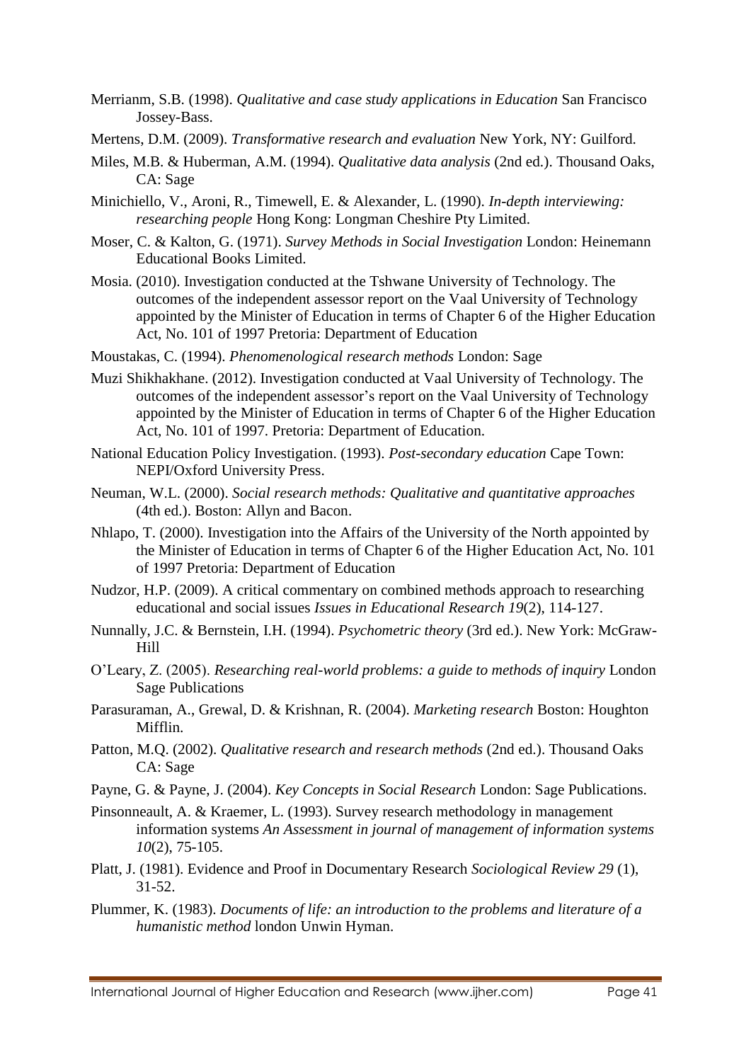Merrianm, S.B. (1998). *Qualitative and case study applications in Education* San Francisco Jossey-Bass.

Mertens, D.M. (2009). *Transformative research and evaluation* New York, NY: Guilford.

Miles, M.B. & Huberman, A.M. (1994). *Qualitative data analysis* (2nd ed.). Thousand Oaks, CA: Sage

Minichiello, V., Aroni, R., Timewell, E. & Alexander, L. (1990). *In-depth interviewing: researching people* Hong Kong: Longman Cheshire Pty Limited.

Moser, C. & Kalton, G. (1971). *Survey Methods in Social Investigation* London: Heinemann Educational Books Limited.

Mosia. (2010). Investigation conducted at the Tshwane University of Technology. The outcomes of the independent assessor report on the Vaal University of Technology appointed by the Minister of Education in terms of Chapter 6 of the Higher Education Act, No. 101 of 1997 Pretoria: Department of Education

Moustakas, C. (1994). *Phenomenological research methods* London: Sage

Muzi Shikhakhane. (2012). Investigation conducted at Vaal University of Technology. The outcomes of the independent assessor's report on the Vaal University of Technology appointed by the Minister of Education in terms of Chapter 6 of the Higher Education Act, No. 101 of 1997. Pretoria: Department of Education.

National Education Policy Investigation. (1993). *Post-secondary education* Cape Town: NEPI/Oxford University Press.

Neuman, W.L. (2000). *Social research methods: Qualitative and quantitative approaches* (4th ed.). Boston: Allyn and Bacon.

Nhlapo, T. (2000). Investigation into the Affairs of the University of the North appointed by the Minister of Education in terms of Chapter 6 of the Higher Education Act, No. 101 of 1997 Pretoria: Department of Education

Nudzor, H.P. (2009). A critical commentary on combined methods approach to researching educational and social issues *Issues in Educational Research 19*(2), 114-127.

Nunnally, J.C. & Bernstein, I.H. (1994). *Psychometric theory* (3rd ed.). New York: McGraw-Hill

O'Leary, Z. (2005). *Researching real-world problems: a guide to methods of inquiry* London Sage Publications

Parasuraman, A., Grewal, D. & Krishnan, R. (2004). *Marketing research* Boston: Houghton Mifflin.

Patton, M.Q. (2002). *Qualitative research and research methods* (2nd ed.). Thousand Oaks CA: Sage

Payne, G. & Payne, J. (2004). *Key Concepts in Social Research* London: Sage Publications.

Pinsonneault, A. & Kraemer, L. (1993). Survey research methodology in management information systems *An Assessment in journal of management of information systems 10*(2), 75-105.

Platt, J. (1981). Evidence and Proof in Documentary Research *Sociological Review 29* (1), 31-52.

Plummer, K. (1983). *Documents of life: an introduction to the problems and literature of a humanistic method* london Unwin Hyman.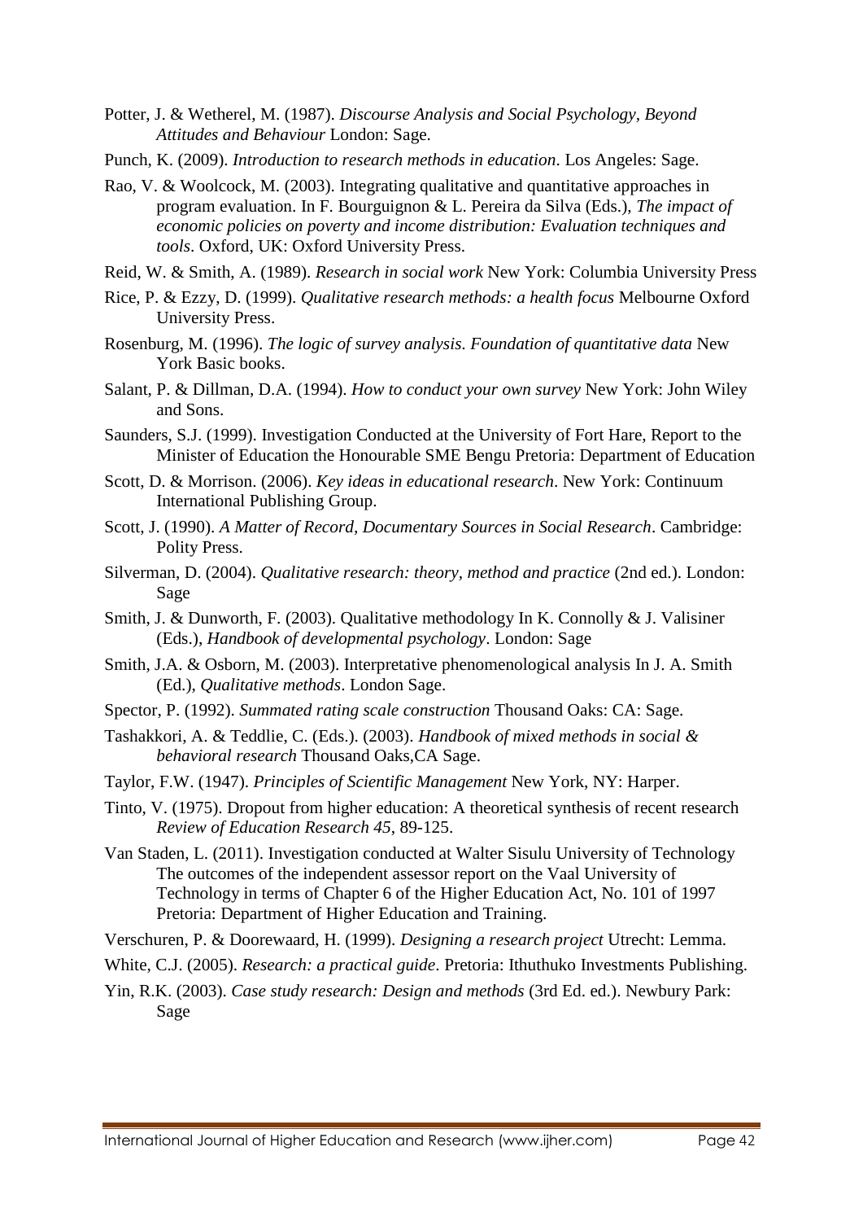Potter, J. & Wetherel, M. (1987). *Discourse Analysis and Social Psychology, Beyond Attitudes and Behaviour* London: Sage.

Punch, K. (2009). *Introduction to research methods in education*. Los Angeles: Sage.

Rao, V. & Woolcock, M. (2003). Integrating qualitative and quantitative approaches in program evaluation. In F. Bourguignon & L. Pereira da Silva (Eds.), *The impact of economic policies on poverty and income distribution: Evaluation techniques and tools*. Oxford, UK: Oxford University Press.

Reid, W. & Smith, A. (1989). *Research in social work* New York: Columbia University Press

Rice, P. & Ezzy, D. (1999). *Qualitative research methods: a health focus* Melbourne Oxford University Press.

Rosenburg, M. (1996). *The logic of survey analysis. Foundation of quantitative data* New York Basic books.

Salant, P. & Dillman, D.A. (1994). *How to conduct your own survey* New York: John Wiley and Sons.

Saunders, S.J. (1999). Investigation Conducted at the University of Fort Hare, Report to the Minister of Education the Honourable SME Bengu Pretoria: Department of Education

Scott, D. & Morrison. (2006). *Key ideas in educational research*. New York: Continuum International Publishing Group.

Scott, J. (1990). *A Matter of Record, Documentary Sources in Social Research*. Cambridge: Polity Press.

Silverman, D. (2004). *Qualitative research: theory, method and practice* (2nd ed.). London: Sage

Smith, J. & Dunworth, F. (2003). Qualitative methodology In K. Connolly & J. Valisiner (Eds.), *Handbook of developmental psychology*. London: Sage

Smith, J.A. & Osborn, M. (2003). Interpretative phenomenological analysis In J. A. Smith (Ed.), *Qualitative methods*. London Sage.

Spector, P. (1992). *Summated rating scale construction* Thousand Oaks: CA: Sage.

Tashakkori, A. & Teddlie, C. (Eds.). (2003). *Handbook of mixed methods in social & behavioral research* Thousand Oaks,CA Sage.

Taylor, F.W. (1947). *Principles of Scientific Management* New York, NY: Harper.

Tinto, V. (1975). Dropout from higher education: A theoretical synthesis of recent research *Review of Education Research 45*, 89-125.

Van Staden, L. (2011). Investigation conducted at Walter Sisulu University of Technology The outcomes of the independent assessor report on the Vaal University of Technology in terms of Chapter 6 of the Higher Education Act, No. 101 of 1997 Pretoria: Department of Higher Education and Training.

Verschuren, P. & Doorewaard, H. (1999). *Designing a research project* Utrecht: Lemma.

White, C.J. (2005). *Research: a practical guide*. Pretoria: Ithuthuko Investments Publishing.

Yin, R.K. (2003). *Case study research: Design and methods* (3rd Ed. ed.). Newbury Park: Sage